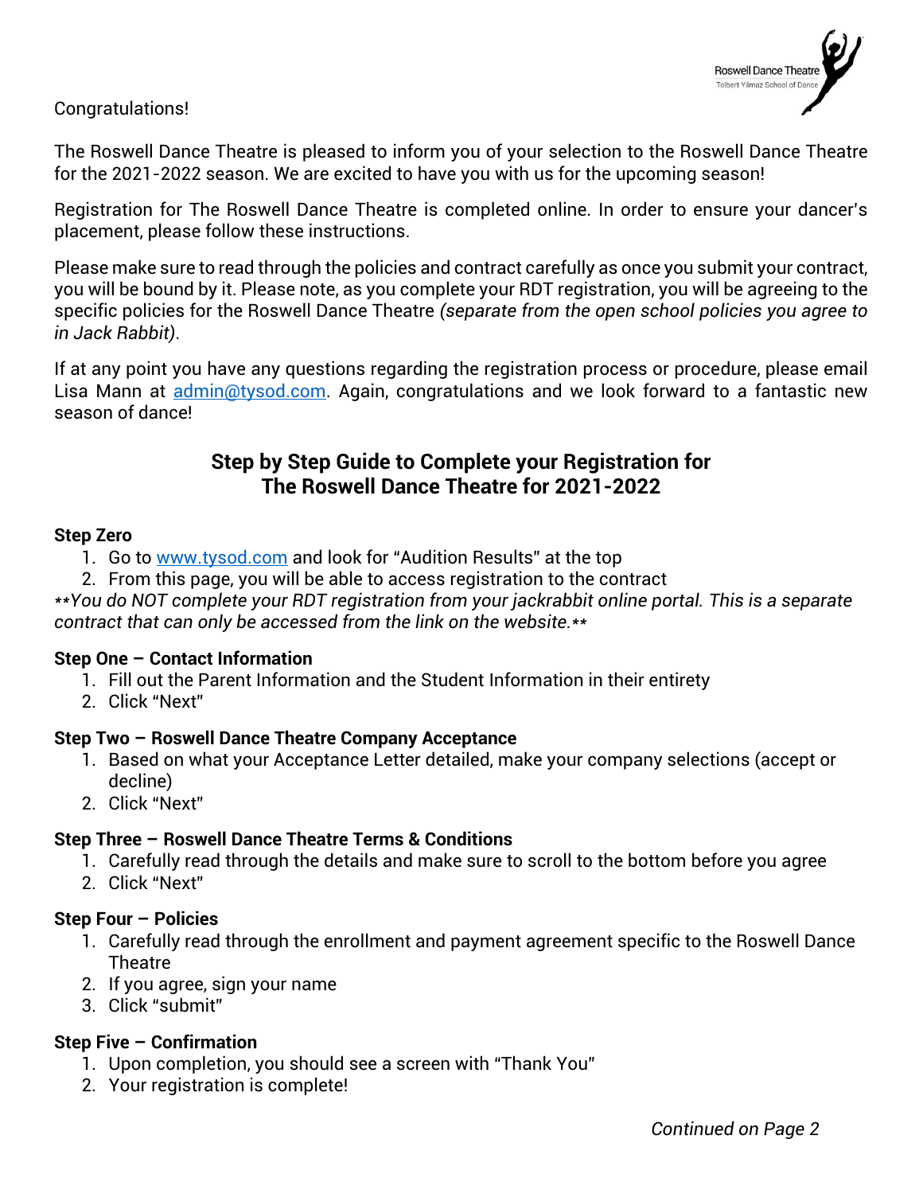Congratulations!

The Roswell Dance Theatre is pleased to inform you of your selection to the Roswell Dance Theatre for the 2021-2022 season. We are excited to have you with us for the upcoming season!

Registration for The Roswell Dance Theatre is completed online. In order to ensure your dancer's placement, please follow these instructions.

Please make sure to read through the policies and contract carefully as once you submit your contract, you will be bound by it. Please note, as you complete your RDT registration, you will be agreeing to the specific policies for the Roswell Dance Theatre *(separate from the open school policies you agree to in Jack Rabbit)*.

If at any point you have any questions regarding the registration process or procedure, please email Lisa Mann at [admin@tysod.com](mailto:admin@tysod.com). Again, congratulations and we look forward to a fantastic new season of dance!

## Step by Step Guide to Complete your Registration for The Roswell Dance Theatre for 2021-2022

**Step Zero**

1. Go to [www.tysod.com](http://www.tysod.com) and look for "Audition Results" at the top
2. From this page, you will be able to access registration to the contract

***You do NOT complete your RDT registration from your jackrabbit online portal. This is a separate contract that can only be accessed from the link on the website.***

**Step One – Contact Information**

1. Fill out the Parent Information and the Student Information in their entirety
2. Click "Next"

**Step Two – Roswell Dance Theatre Company Acceptance**

1. Based on what your Acceptance Letter detailed, make your company selections (accept or decline)
2. Click "Next"

**Step Three – Roswell Dance Theatre Terms & Conditions**

1. Carefully read through the details and make sure to scroll to the bottom before you agree
2. Click "Next"

**Step Four – Policies**

1. Carefully read through the enrollment and payment agreement specific to the Roswell Dance Theatre
2. If you agree, sign your name
3. Click "submit"

**Step Five – Confirmation**

1. Upon completion, you should see a screen with "Thank You"
2. Your registration is complete!

*Continued on Page 2*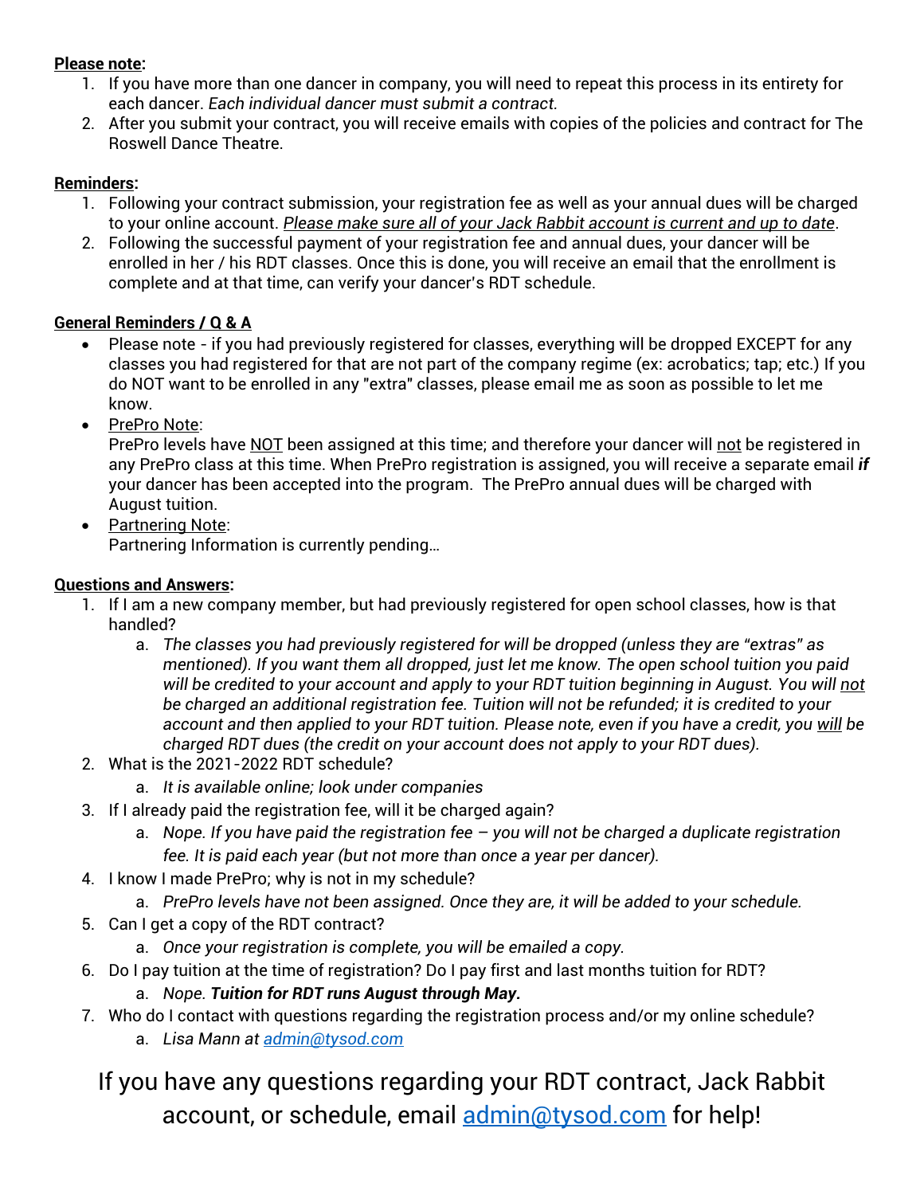**<u>Please note</u>:**

1. If you have more than one dancer in company, you will need to repeat this process in its entirety for each dancer. *Each individual dancer must submit a contract.*
2. After you submit your contract, you will receive emails with copies of the policies and contract for The Roswell Dance Theatre.

**<u>Reminders</u>:**

1. Following your contract submission, your registration fee as well as your annual dues will be charged to your online account. *<u>Please make sure all of your Jack Rabbit account is current and up to date</u>*.
2. Following the successful payment of your registration fee and annual dues, your dancer will be enrolled in her / his RDT classes. Once this is done, you will receive an email that the enrollment is complete and at that time, can verify your dancer's RDT schedule.

**<u>General Reminders / Q & A</u>**

- Please note - if you had previously registered for classes, everything will be dropped EXCEPT for any classes you had registered for that are not part of the company regime (ex: acrobatics; tap; etc.) If you do NOT want to be enrolled in any "extra" classes, please email me as soon as possible to let me know.
- <u>PrePro Note</u>:
  PrePro levels have <u>NOT</u> been assigned at this time; and therefore your dancer will <u>not</u> be registered in any PrePro class at this time. When PrePro registration is assigned, you will receive a separate email ***if*** your dancer has been accepted into the program. The PrePro annual dues will be charged with August tuition.
- <u>Partnering Note</u>:
  Partnering Information is currently pending…

**<u>Questions and Answers</u>:**

1. If I am a new company member, but had previously registered for open school classes, how is that handled?
   a. *The classes you had previously registered for will be dropped (unless they are "extras" as mentioned). If you want them all dropped, just let me know. The open school tuition you paid will be credited to your account and apply to your RDT tuition beginning in August. You will <u>not</u> be charged an additional registration fee. Tuition will not be refunded; it is credited to your account and then applied to your RDT tuition. Please note, even if you have a credit, you <u>will</u> be charged RDT dues (the credit on your account does not apply to your RDT dues).*
2. What is the 2021-2022 RDT schedule?
   a. *It is available online; look under companies*
3. If I already paid the registration fee, will it be charged again?
   a. *Nope. If you have paid the registration fee – you will not be charged a duplicate registration fee. It is paid each year (but not more than once a year per dancer).*
4. I know I made PrePro; why is not in my schedule?
   a. *PrePro levels have not been assigned. Once they are, it will be added to your schedule.*
5. Can I get a copy of the RDT contract?
   a. *Once your registration is complete, you will be emailed a copy.*
6. Do I pay tuition at the time of registration? Do I pay first and last months tuition for RDT?
   a. *Nope.* ***Tuition for RDT runs August through May.***
7. Who do I contact with questions regarding the registration process and/or my online schedule?
   a. *Lisa Mann at admin@tysod.com*

## If you have any questions regarding your RDT contract, Jack Rabbit account, or schedule, email admin@tysod.com for help!